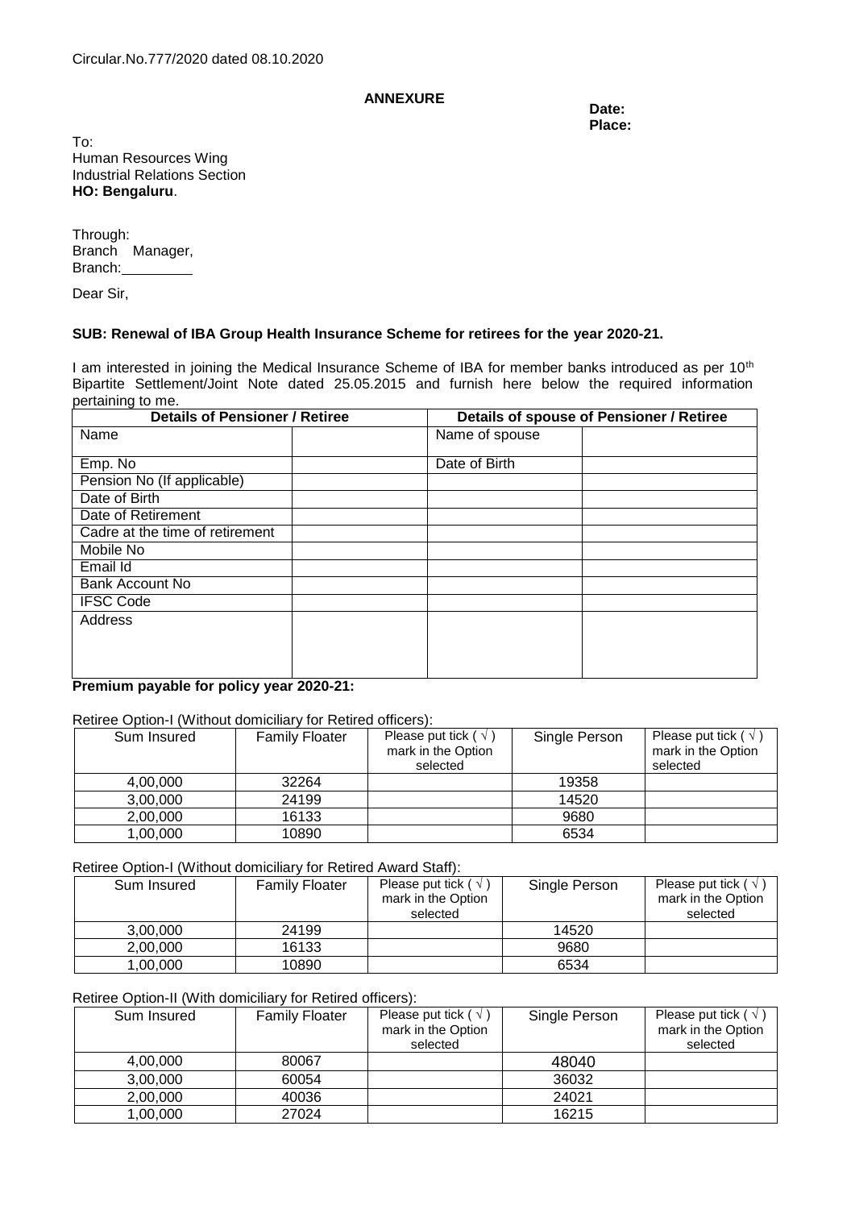Circular.No.777/2020 dated 08.10.2020

**ANNEXURE**

**Date:**
**Place:**

To:
Human Resources Wing
Industrial Relations Section
**HO: Bengaluru**.

Through:
Branch Manager,
Branch: ________

Dear Sir,

**SUB: Renewal of IBA Group Health Insurance Scheme for retirees for the year 2020-21.**

I am interested in joining the Medical Insurance Scheme of IBA for member banks introduced as per 10[th] Bipartite Settlement/Joint Note dated 25.05.2015 and furnish here below the required information pertaining to me.

| Details of Pensioner / Retiree | | Details of spouse of Pensioner / Retiree | |
|---|---|---|---|
| Name | | Name of spouse | |
| Emp. No | | Date of Birth | |
| Pension No (If applicable) | | | |
| Date of Birth | | | |
| Date of Retirement | | | |
| Cadre at the time of retirement | | | |
| Mobile No | | | |
| Email Id | | | |
| Bank Account No | | | |
| IFSC Code | | | |
| Address | | | |

**Premium payable for policy year 2020-21:**

Retiree Option-I (Without domiciliary for Retired officers):

| Sum Insured | Family Floater | Please put tick ( √ ) mark in the Option selected | Single Person | Please put tick ( √ ) mark in the Option selected |
|---|---|---|---|---|
| 4,00,000 | 32264 | | 19358 | |
| 3,00,000 | 24199 | | 14520 | |
| 2,00,000 | 16133 | | 9680 | |
| 1,00,000 | 10890 | | 6534 | |

Retiree Option-I (Without domiciliary for Retired Award Staff):

| Sum Insured | Family Floater | Please put tick ( √ ) mark in the Option selected | Single Person | Please put tick ( √ ) mark in the Option selected |
|---|---|---|---|---|
| 3,00,000 | 24199 | | 14520 | |
| 2,00,000 | 16133 | | 9680 | |
| 1,00,000 | 10890 | | 6534 | |

Retiree Option-II (With domiciliary for Retired officers):

| Sum Insured | Family Floater | Please put tick ( √ ) mark in the Option selected | Single Person | Please put tick ( √ ) mark in the Option selected |
|---|---|---|---|---|
| 4,00,000 | 80067 | | 48040 | |
| 3,00,000 | 60054 | | 36032 | |
| 2,00,000 | 40036 | | 24021 | |
| 1,00,000 | 27024 | | 16215 | |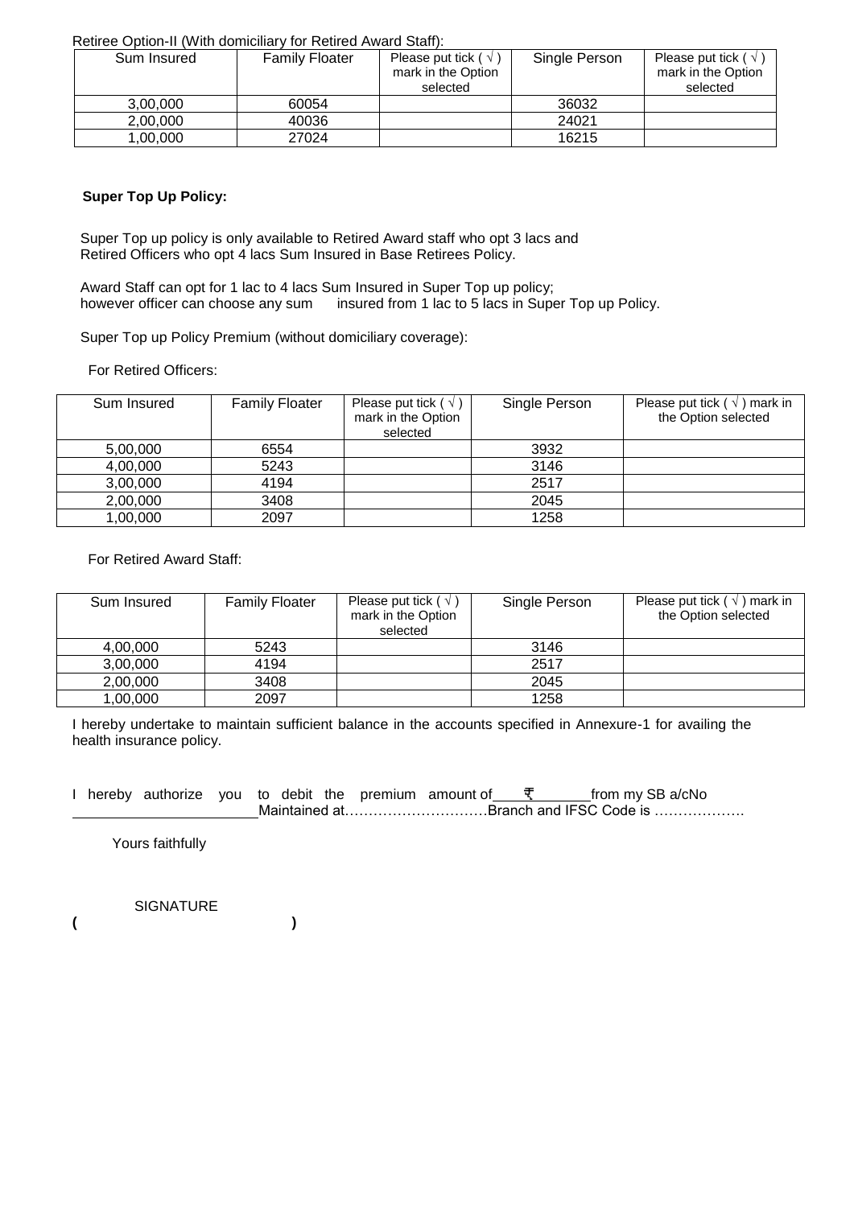Retiree Option-II (With domiciliary for Retired Award Staff):

| Sum Insured | Family Floater | Please put tick ( √ ) mark in the Option selected | Single Person | Please put tick ( √ ) mark in the Option selected |
|---|---|---|---|---|
| 3,00,000 | 60054 | | 36032 | |
| 2,00,000 | 40036 | | 24021 | |
| 1,00,000 | 27024 | | 16215 | |

**Super Top Up Policy:**

Super Top up policy is only available to Retired Award staff who opt 3 lacs and Retired Officers who opt 4 lacs Sum Insured in Base Retirees Policy.

Award Staff can opt for 1 lac to 4 lacs Sum Insured in Super Top up policy; however officer can choose any sum insured from 1 lac to 5 lacs in Super Top up Policy.

Super Top up Policy Premium (without domiciliary coverage):

For Retired Officers:

| Sum Insured | Family Floater | Please put tick ( √ ) mark in the Option selected | Single Person | Please put tick ( √ ) mark in the Option selected |
|---|---|---|---|---|
| 5,00,000 | 6554 | | 3932 | |
| 4,00,000 | 5243 | | 3146 | |
| 3,00,000 | 4194 | | 2517 | |
| 2,00,000 | 3408 | | 2045 | |
| 1,00,000 | 2097 | | 1258 | |

For Retired Award Staff:

| Sum Insured | Family Floater | Please put tick ( √ ) mark in the Option selected | Single Person | Please put tick ( √ ) mark in the Option selected |
|---|---|---|---|---|
| 4,00,000 | 5243 | | 3146 | |
| 3,00,000 | 4194 | | 2517 | |
| 2,00,000 | 3408 | | 2045 | |
| 1,00,000 | 2097 | | 1258 | |

I hereby undertake to maintain sufficient balance in the accounts specified in Annexure-1 for availing the health insurance policy.

I hereby authorize you to debit the premium amount of\_\_\_\_₹\_\_\_\_\_\_\_from my SB a/cNo \_\_\_\_\_\_\_\_\_\_\_\_\_\_\_\_\_\_\_\_\_\_\_Maintained at…………………………Branch and IFSC Code is ……………….

Yours faithfully

SIGNATURE

(                                        )